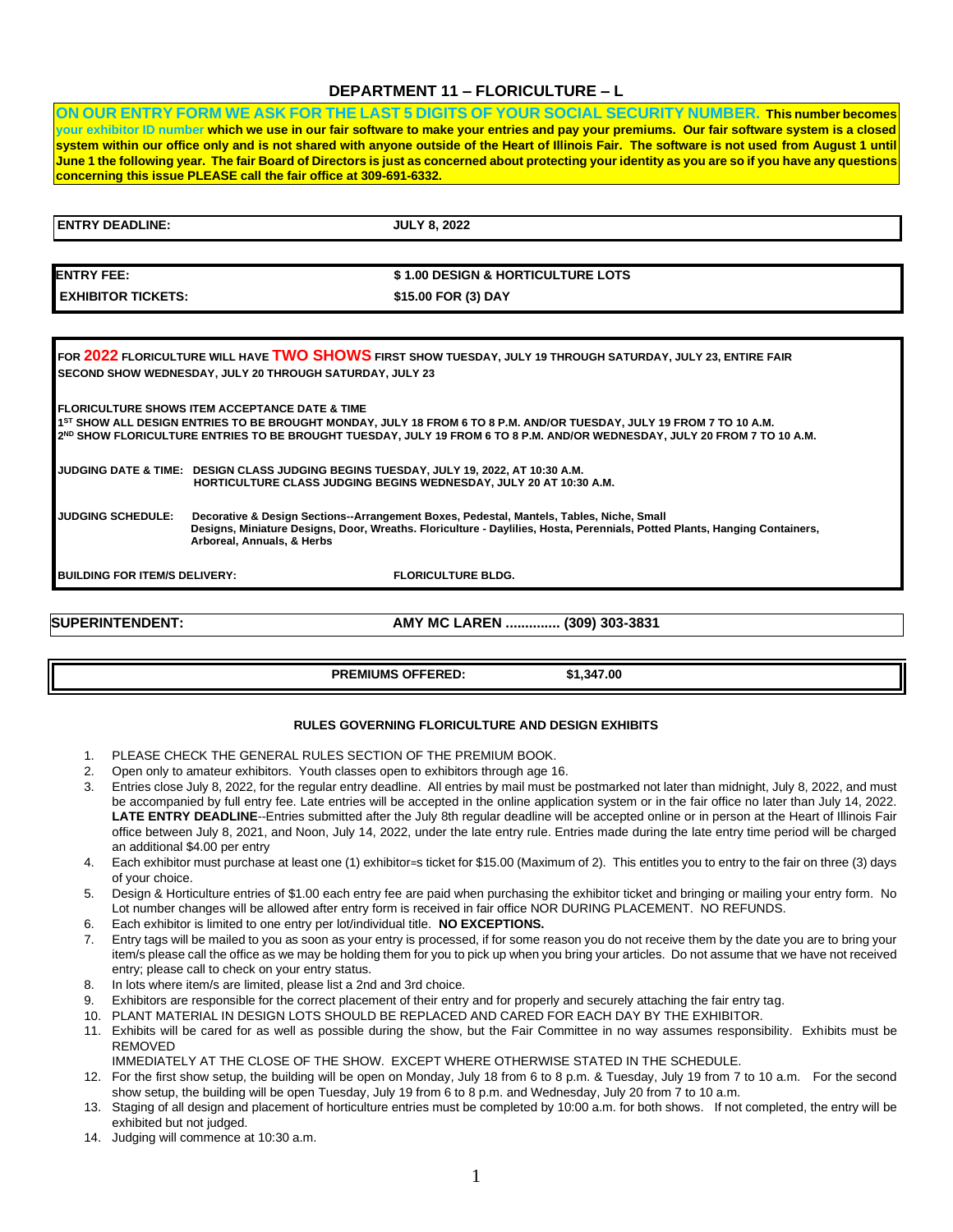# DEPARTMENT 11 – FLORICULTURE – L

**ON OUR ENTRY FORM WE ASK FOR THE LAST 5 DIGITS OF YOUR SOCIAL SECURITY NUMBER. This number becomes your exhibitor ID number which we use in our fair software to make your entries and pay your premiums. Our fair software system is a closed system within our office only and is not shared with anyone outside of the Heart of Illinois Fair. The software is not used from August 1 until June 1 the following year. The fair Board of Directors is just as concerned about protecting your identity as you are so if you have any questions concerning this issue PLEASE call the fair office at 309-691-6332.**

| | |
|---|---|
| **ENTRY DEADLINE:** | **JULY 8, 2022** |

| | |
|---|---|
| **ENTRY FEE:** | **$ 1.00 DESIGN & HORTICULTURE LOTS** |
| **EXHIBITOR TICKETS:** | **$15.00 FOR (3) DAY** |

**FOR 2022 FLORICULTURE WILL HAVE TWO SHOWS FIRST SHOW TUESDAY, JULY 19 THROUGH SATURDAY, JULY 23, ENTIRE FAIR SECOND SHOW WEDNESDAY, JULY 20 THROUGH SATURDAY, JULY 23**

**FLORICULTURE SHOWS ITEM ACCEPTANCE DATE & TIME**
**1ST SHOW ALL DESIGN ENTRIES TO BE BROUGHT MONDAY, JULY 18 FROM 6 TO 8 P.M. AND/OR TUESDAY, JULY 19 FROM 7 TO 10 A.M.**
**2ND SHOW FLORICULTURE ENTRIES TO BE BROUGHT TUESDAY, JULY 19 FROM 6 TO 8 P.M. AND/OR WEDNESDAY, JULY 20 FROM 7 TO 10 A.M.**

**JUDGING DATE & TIME:** **DESIGN CLASS JUDGING BEGINS TUESDAY, JULY 19, 2022, AT 10:30 A.M.**
**HORTICULTURE CLASS JUDGING BEGINS WEDNESDAY, JULY 20 AT 10:30 A.M.**

**JUDGING SCHEDULE:** **Decorative & Design Sections--Arrangement Boxes, Pedestal, Mantels, Tables, Niche, Small Designs, Miniature Designs, Door, Wreaths. Floriculture - Daylilies, Hosta, Perennials, Potted Plants, Hanging Containers, Arboreal, Annuals, & Herbs**

**BUILDING FOR ITEM/S DELIVERY:** **FLORICULTURE BLDG.**

| | |
|---|---|
| **SUPERINTENDENT:** | **AMY MC LAREN ............. (309) 303-3831** |

**PREMIUMS OFFERED: $1,347.00**

## RULES GOVERNING FLORICULTURE AND DESIGN EXHIBITS

1. PLEASE CHECK THE GENERAL RULES SECTION OF THE PREMIUM BOOK.
2. Open only to amateur exhibitors. Youth classes open to exhibitors through age 16.
3. Entries close July 8, 2022, for the regular entry deadline. All entries by mail must be postmarked not later than midnight, July 8, 2022, and must be accompanied by full entry fee. Late entries will be accepted in the online application system or in the fair office no later than July 14, 2022. **LATE ENTRY DEADLINE**--Entries submitted after the July 8th regular deadline will be accepted online or in person at the Heart of Illinois Fair office between July 8, 2021, and Noon, July 14, 2022, under the late entry rule. Entries made during the late entry time period will be charged an additional $4.00 per entry
4. Each exhibitor must purchase at least one (1) exhibitor=s ticket for $15.00 (Maximum of 2). This entitles you to entry to the fair on three (3) days of your choice.
5. Design & Horticulture entries of $1.00 each entry fee are paid when purchasing the exhibitor ticket and bringing or mailing your entry form. No Lot number changes will be allowed after entry form is received in fair office NOR DURING PLACEMENT. NO REFUNDS.
6. Each exhibitor is limited to one entry per lot/individual title. **NO EXCEPTIONS.**
7. Entry tags will be mailed to you as soon as your entry is processed, if for some reason you do not receive them by the date you are to bring your item/s please call the office as we may be holding them for you to pick up when you bring your articles. Do not assume that we have not received entry; please call to check on your entry status.
8. In lots where item/s are limited, please list a 2nd and 3rd choice.
9. Exhibitors are responsible for the correct placement of their entry and for properly and securely attaching the fair entry tag.
10. PLANT MATERIAL IN DESIGN LOTS SHOULD BE REPLACED AND CARED FOR EACH DAY BY THE EXHIBITOR.
11. Exhibits will be cared for as well as possible during the show, but the Fair Committee in no way assumes responsibility. Exhibits must be REMOVED
    IMMEDIATELY AT THE CLOSE OF THE SHOW. EXCEPT WHERE OTHERWISE STATED IN THE SCHEDULE.
12. For the first show setup, the building will be open on Monday, July 18 from 6 to 8 p.m. & Tuesday, July 19 from 7 to 10 a.m. For the second show setup, the building will be open Tuesday, July 19 from 6 to 8 p.m. and Wednesday, July 20 from 7 to 10 a.m.
13. Staging of all design and placement of horticulture entries must be completed by 10:00 a.m. for both shows. If not completed, the entry will be exhibited but not judged.
14. Judging will commence at 10:30 a.m.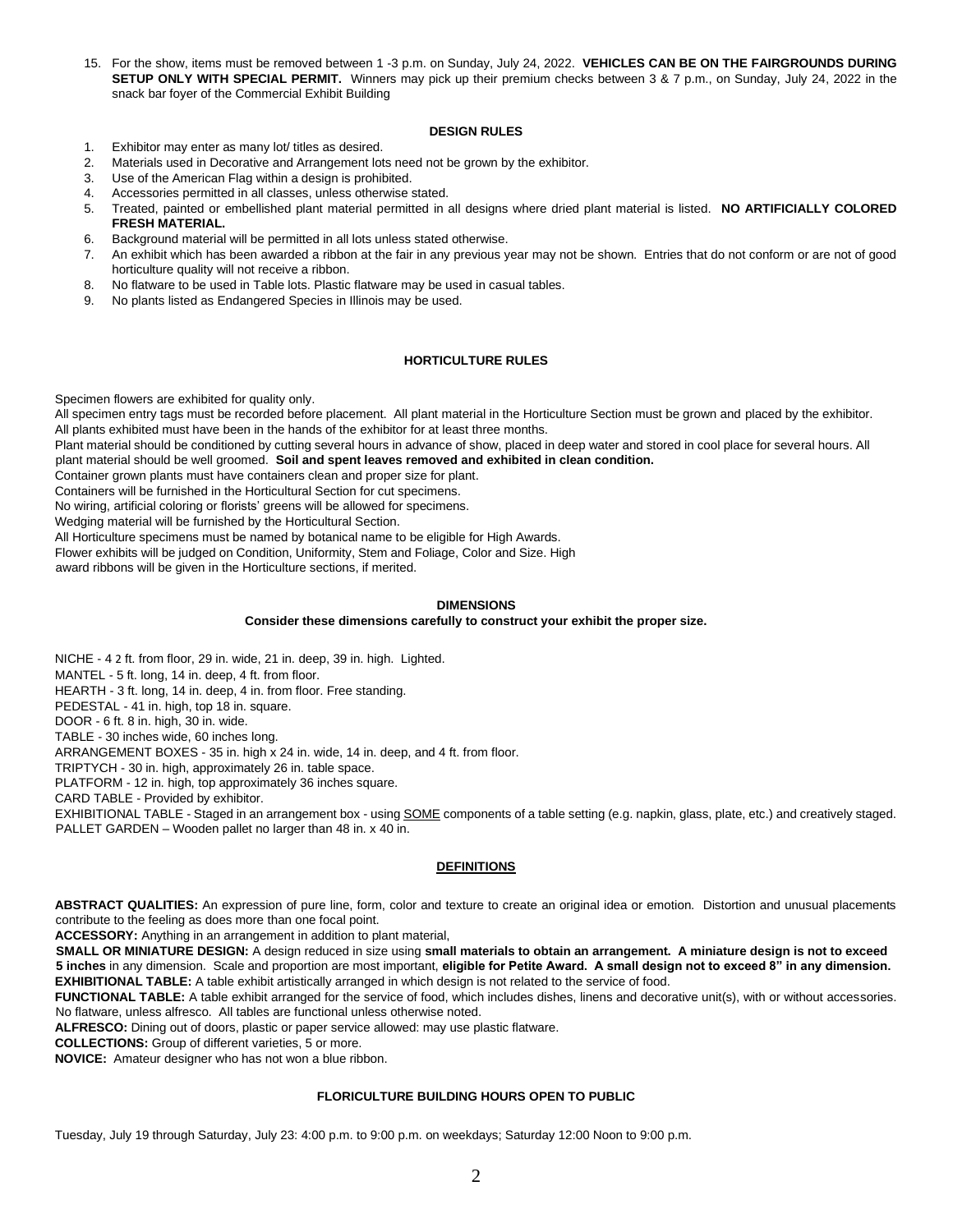15. For the show, items must be removed between 1 -3 p.m. on Sunday, July 24, 2022. **VEHICLES CAN BE ON THE FAIRGROUNDS DURING SETUP ONLY WITH SPECIAL PERMIT.** Winners may pick up their premium checks between 3 & 7 p.m., on Sunday, July 24, 2022 in the snack bar foyer of the Commercial Exhibit Building

## DESIGN RULES

1. Exhibitor may enter as many lot/ titles as desired.
2. Materials used in Decorative and Arrangement lots need not be grown by the exhibitor.
3. Use of the American Flag within a design is prohibited.
4. Accessories permitted in all classes, unless otherwise stated.
5. Treated, painted or embellished plant material permitted in all designs where dried plant material is listed. **NO ARTIFICIALLY COLORED FRESH MATERIAL.**
6. Background material will be permitted in all lots unless stated otherwise.
7. An exhibit which has been awarded a ribbon at the fair in any previous year may not be shown. Entries that do not conform or are not of good horticulture quality will not receive a ribbon.
8. No flatware to be used in Table lots. Plastic flatware may be used in casual tables.
9. No plants listed as Endangered Species in Illinois may be used.

## HORTICULTURE RULES

Specimen flowers are exhibited for quality only.

All specimen entry tags must be recorded before placement. All plant material in the Horticulture Section must be grown and placed by the exhibitor.

All plants exhibited must have been in the hands of the exhibitor for at least three months.

Plant material should be conditioned by cutting several hours in advance of show, placed in deep water and stored in cool place for several hours. All plant material should be well groomed. **Soil and spent leaves removed and exhibited in clean condition.**

Container grown plants must have containers clean and proper size for plant.

Containers will be furnished in the Horticultural Section for cut specimens.

No wiring, artificial coloring or florists' greens will be allowed for specimens.

Wedging material will be furnished by the Horticultural Section.

All Horticulture specimens must be named by botanical name to be eligible for High Awards.

Flower exhibits will be judged on Condition, Uniformity, Stem and Foliage, Color and Size. High award ribbons will be given in the Horticulture sections, if merited.

## DIMENSIONS

**Consider these dimensions carefully to construct your exhibit the proper size.**

NICHE - 4 2 ft. from floor, 29 in. wide, 21 in. deep, 39 in. high. Lighted.

MANTEL - 5 ft. long, 14 in. deep, 4 ft. from floor.

HEARTH - 3 ft. long, 14 in. deep, 4 in. from floor. Free standing.

PEDESTAL - 41 in. high, top 18 in. square.

DOOR - 6 ft. 8 in. high, 30 in. wide.

TABLE - 30 inches wide, 60 inches long.

ARRANGEMENT BOXES - 35 in. high x 24 in. wide, 14 in. deep, and 4 ft. from floor.

TRIPTYCH - 30 in. high, approximately 26 in. table space.

PLATFORM - 12 in. high, top approximately 36 inches square.

CARD TABLE - Provided by exhibitor.

EXHIBITIONAL TABLE - Staged in an arrangement box - using SOME components of a table setting (e.g. napkin, glass, plate, etc.) and creatively staged.

PALLET GARDEN – Wooden pallet no larger than 48 in. x 40 in.

## DEFINITIONS

**ABSTRACT QUALITIES:** An expression of pure line, form, color and texture to create an original idea or emotion. Distortion and unusual placements contribute to the feeling as does more than one focal point.

**ACCESSORY:** Anything in an arrangement in addition to plant material,

**SMALL OR MINIATURE DESIGN:** A design reduced in size using **small materials to obtain an arrangement. A miniature design is not to exceed 5 inches** in any dimension. Scale and proportion are most important, **eligible for Petite Award. A small design not to exceed 8" in any dimension.**

**EXHIBITIONAL TABLE:** A table exhibit artistically arranged in which design is not related to the service of food.

**FUNCTIONAL TABLE:** A table exhibit arranged for the service of food, which includes dishes, linens and decorative unit(s), with or without accessories. No flatware, unless alfresco. All tables are functional unless otherwise noted.

**ALFRESCO:** Dining out of doors, plastic or paper service allowed: may use plastic flatware.

**COLLECTIONS:** Group of different varieties, 5 or more.

**NOVICE:** Amateur designer who has not won a blue ribbon.

## FLORICULTURE BUILDING HOURS OPEN TO PUBLIC

Tuesday, July 19 through Saturday, July 23: 4:00 p.m. to 9:00 p.m. on weekdays; Saturday 12:00 Noon to 9:00 p.m.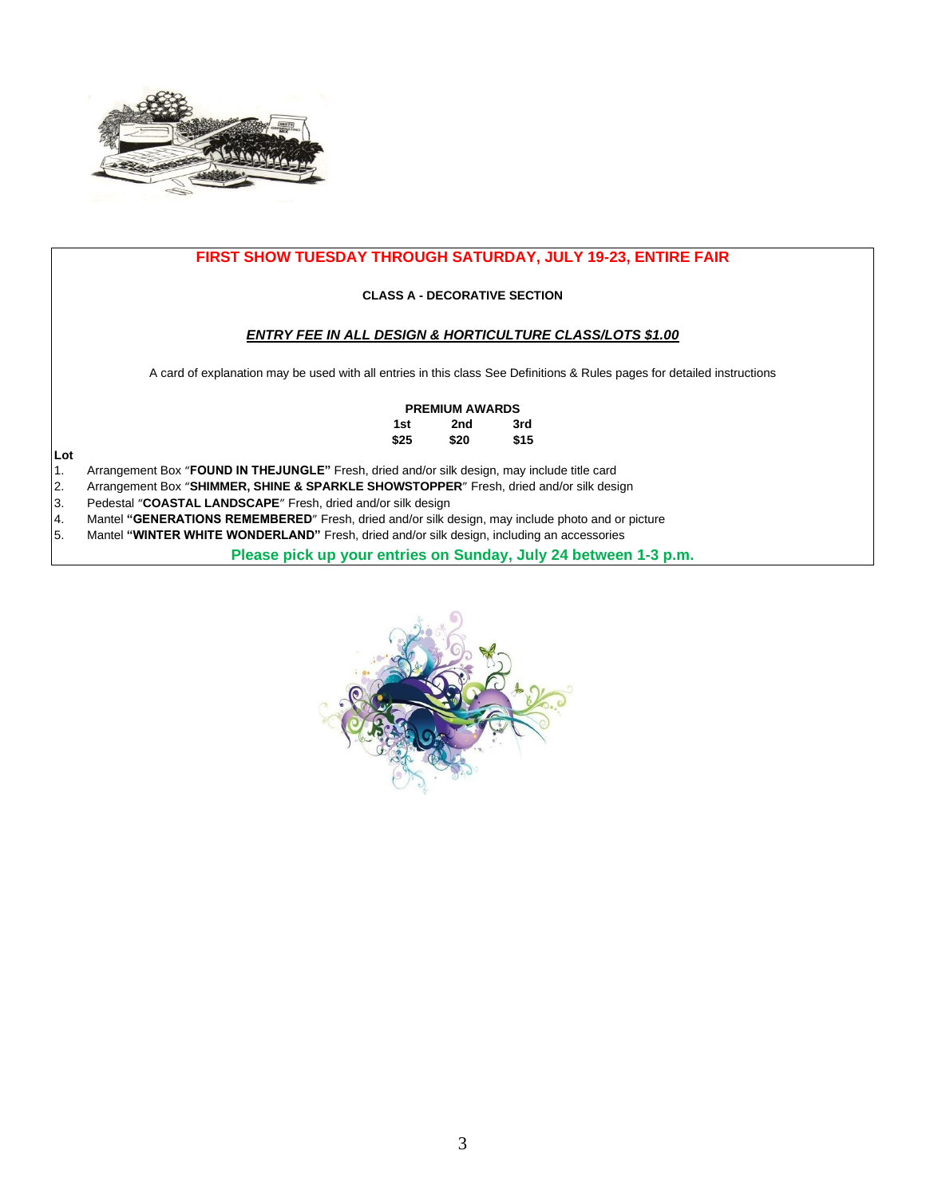## FIRST SHOW TUESDAY THROUGH SATURDAY, JULY 19-23, ENTIRE FAIR

### CLASS A - DECORATIVE SECTION

***ENTRY FEE IN ALL DESIGN & HORTICULTURE CLASS/LOTS $1.00***

A card of explanation may be used with all entries in this class See Definitions & Rules pages for detailed instructions

**PREMIUM AWARDS**

| 1st | 2nd | 3rd |
|---|---|---|
| $25 | $20 | $15 |

**Lot**

1. Arrangement Box "**FOUND IN THEJUNGLE"** Fresh, dried and/or silk design, may include title card
2. Arrangement Box "**SHIMMER, SHINE & SPARKLE SHOWSTOPPER**" Fresh, dried and/or silk design
3. Pedestal "**COASTAL LANDSCAPE**" Fresh, dried and/or silk design
4. Mantel **"GENERATIONS REMEMBERED**" Fresh, dried and/or silk design, may include photo and or picture
5. Mantel **"WINTER WHITE WONDERLAND"** Fresh, dried and/or silk design, including an accessories

**Please pick up your entries on Sunday, July 24 between 1-3 p.m.**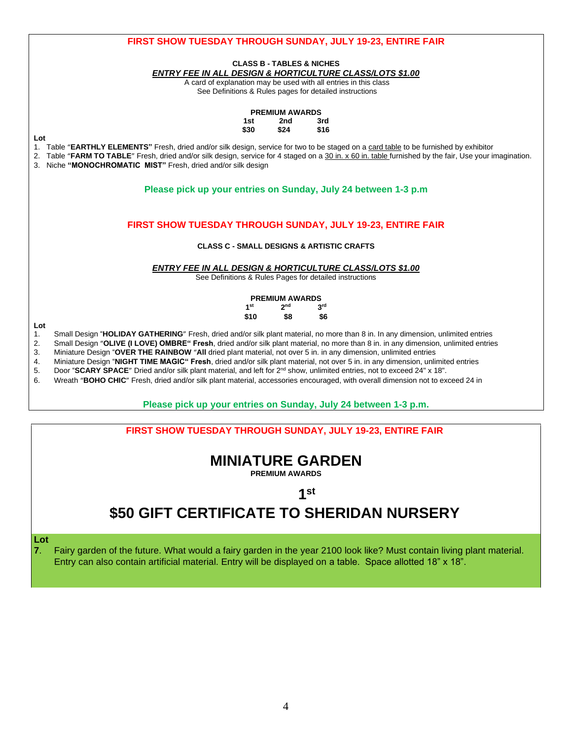## FIRST SHOW TUESDAY THROUGH SUNDAY, JULY 19-23, ENTIRE FAIR

**CLASS B - TABLES & NICHES**

***ENTRY FEE IN ALL DESIGN & HORTICULTURE CLASS/LOTS $1.00***

A card of explanation may be used with all entries in this class

See Definitions & Rules pages for detailed instructions

**PREMIUM AWARDS**

| 1st | 2nd | 3rd |
|---|---|---|
| $30 | $24 | $16 |

**Lot**

1. Table "**EARTHLY ELEMENTS"** Fresh, dried and/or silk design, service for two to be staged on a card table to be furnished by exhibitor
2. Table "**FARM TO TABLE**" Fresh, dried and/or silk design, service for 4 staged on a 30 in. x 60 in. table furnished by the fair, Use your imagination.
3. Niche **"MONOCHROMATIC MIST"** Fresh, dried and/or silk design

**Please pick up your entries on Sunday, July 24 between 1-3 p.m**

## FIRST SHOW TUESDAY THROUGH SUNDAY, JULY 19-23, ENTIRE FAIR

**CLASS C - SMALL DESIGNS & ARTISTIC CRAFTS**

***ENTRY FEE IN ALL DESIGN & HORTICULTURE CLASS/LOTS $1.00***

See Definitions & Rules Pages for detailed instructions

**PREMIUM AWARDS**

| 1st | 2nd | 3rd |
|---|---|---|
| $10 | $8 | $6 |

**Lot**

1. Small Design "**HOLIDAY GATHERING**" Fresh, dried and/or silk plant material, no more than 8 in. In any dimension, unlimited entries
2. Small Design "**OLIVE (I LOVE) OMBRE" Fresh**, dried and/or silk plant material, no more than 8 in. in any dimension, unlimited entries
3. Miniature Design "**OVER THE RAINBOW** "**All** dried plant material, not over 5 in. in any dimension, unlimited entries
4. Miniature Design "**NIGHT TIME MAGIC" Fresh**, dried and/or silk plant material, not over 5 in. in any dimension, unlimited entries
5. Door "**SCARY SPACE**" Dried and/or silk plant material, and left for 2nd show, unlimited entries, not to exceed 24" x 18".
6. Wreath "**BOHO CHIC**" Fresh, dried and/or silk plant material, accessories encouraged, with overall dimension not to exceed 24 in

**Please pick up your entries on Sunday, July 24 between 1-3 p.m.**

## FIRST SHOW TUESDAY THROUGH SUNDAY, JULY 19-23, ENTIRE FAIR

# MINIATURE GARDEN

**PREMIUM AWARDS**

## 1st

# $50 GIFT CERTIFICATE TO SHERIDAN NURSERY

**Lot**

**7**. Fairy garden of the future. What would a fairy garden in the year 2100 look like? Must contain living plant material. Entry can also contain artificial material. Entry will be displayed on a table. Space allotted 18" x 18".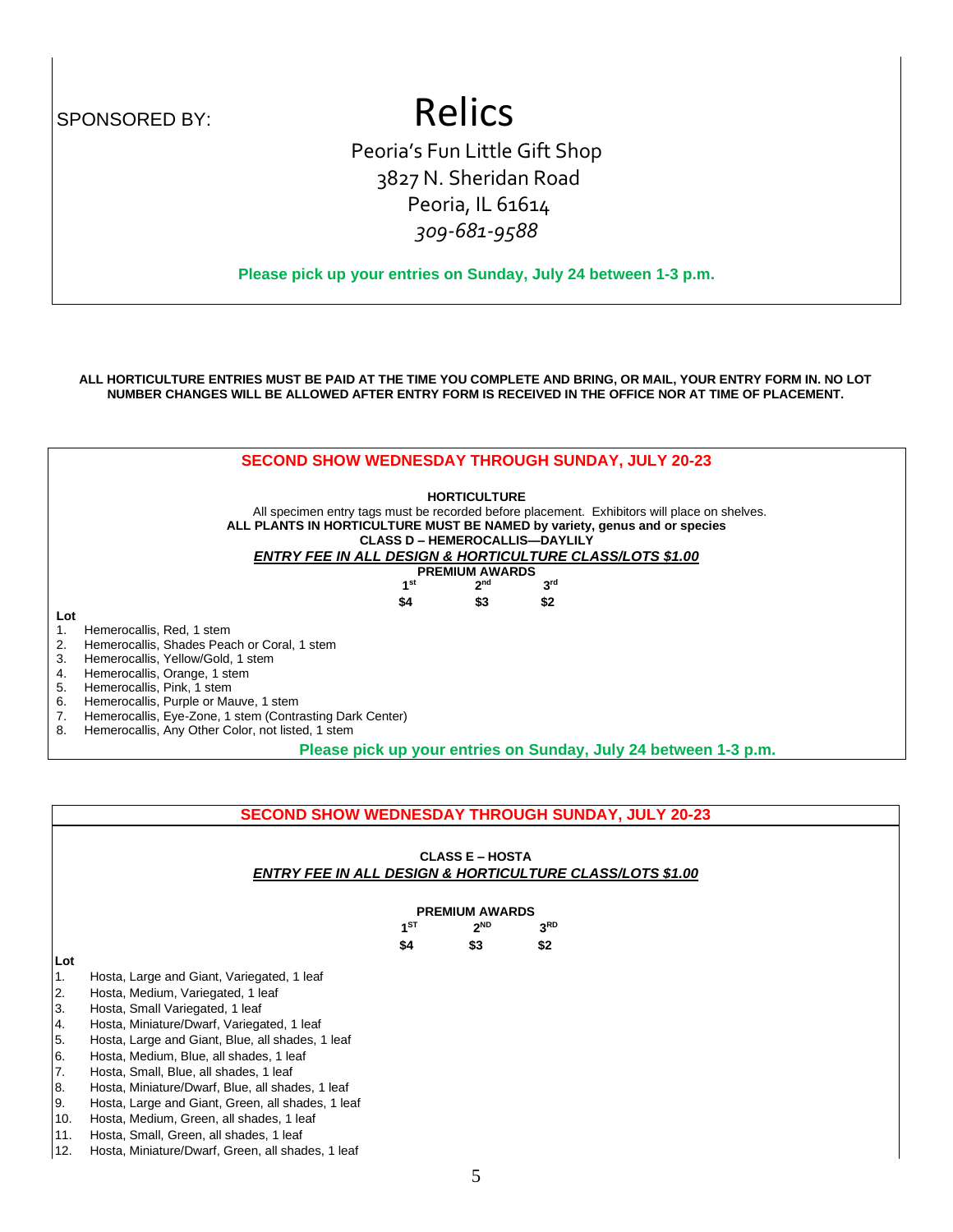SPONSORED BY:

# Relics

Peoria's Fun Little Gift Shop
3827 N. Sheridan Road
Peoria, IL 61614
*309-681-9588*

**Please pick up your entries on Sunday, July 24 between 1-3 p.m.**

**ALL HORTICULTURE ENTRIES MUST BE PAID AT THE TIME YOU COMPLETE AND BRING, OR MAIL, YOUR ENTRY FORM IN. NO LOT NUMBER CHANGES WILL BE ALLOWED AFTER ENTRY FORM IS RECEIVED IN THE OFFICE NOR AT TIME OF PLACEMENT.**

## SECOND SHOW WEDNESDAY THROUGH SUNDAY, JULY 20-23

**HORTICULTURE**

All specimen entry tags must be recorded before placement. Exhibitors will place on shelves.

**ALL PLANTS IN HORTICULTURE MUST BE NAMED by variety, genus and or species**

**CLASS D – HEMEROCALLIS—DAYLILY**

***ENTRY FEE IN ALL DESIGN & HORTICULTURE CLASS/LOTS $1.00***

**PREMIUM AWARDS**

| 1st | 2nd | 3rd |
|---|---|---|
| $4 | $3 | $2 |

**Lot**

1. Hemerocallis, Red, 1 stem
2. Hemerocallis, Shades Peach or Coral, 1 stem
3. Hemerocallis, Yellow/Gold, 1 stem
4. Hemerocallis, Orange, 1 stem
5. Hemerocallis, Pink, 1 stem
6. Hemerocallis, Purple or Mauve, 1 stem
7. Hemerocallis, Eye-Zone, 1 stem (Contrasting Dark Center)
8. Hemerocallis, Any Other Color, not listed, 1 stem

**Please pick up your entries on Sunday, July 24 between 1-3 p.m.**

## SECOND SHOW WEDNESDAY THROUGH SUNDAY, JULY 20-23

**CLASS E – HOSTA**

***ENTRY FEE IN ALL DESIGN & HORTICULTURE CLASS/LOTS $1.00***

**PREMIUM AWARDS**

| 1ST | 2ND | 3RD |
|---|---|---|
| $4 | $3 | $2 |

**Lot**

1. Hosta, Large and Giant, Variegated, 1 leaf
2. Hosta, Medium, Variegated, 1 leaf
3. Hosta, Small Variegated, 1 leaf
4. Hosta, Miniature/Dwarf, Variegated, 1 leaf
5. Hosta, Large and Giant, Blue, all shades, 1 leaf
6. Hosta, Medium, Blue, all shades, 1 leaf
7. Hosta, Small, Blue, all shades, 1 leaf
8. Hosta, Miniature/Dwarf, Blue, all shades, 1 leaf
9. Hosta, Large and Giant, Green, all shades, 1 leaf
10. Hosta, Medium, Green, all shades, 1 leaf
11. Hosta, Small, Green, all shades, 1 leaf
12. Hosta, Miniature/Dwarf, Green, all shades, 1 leaf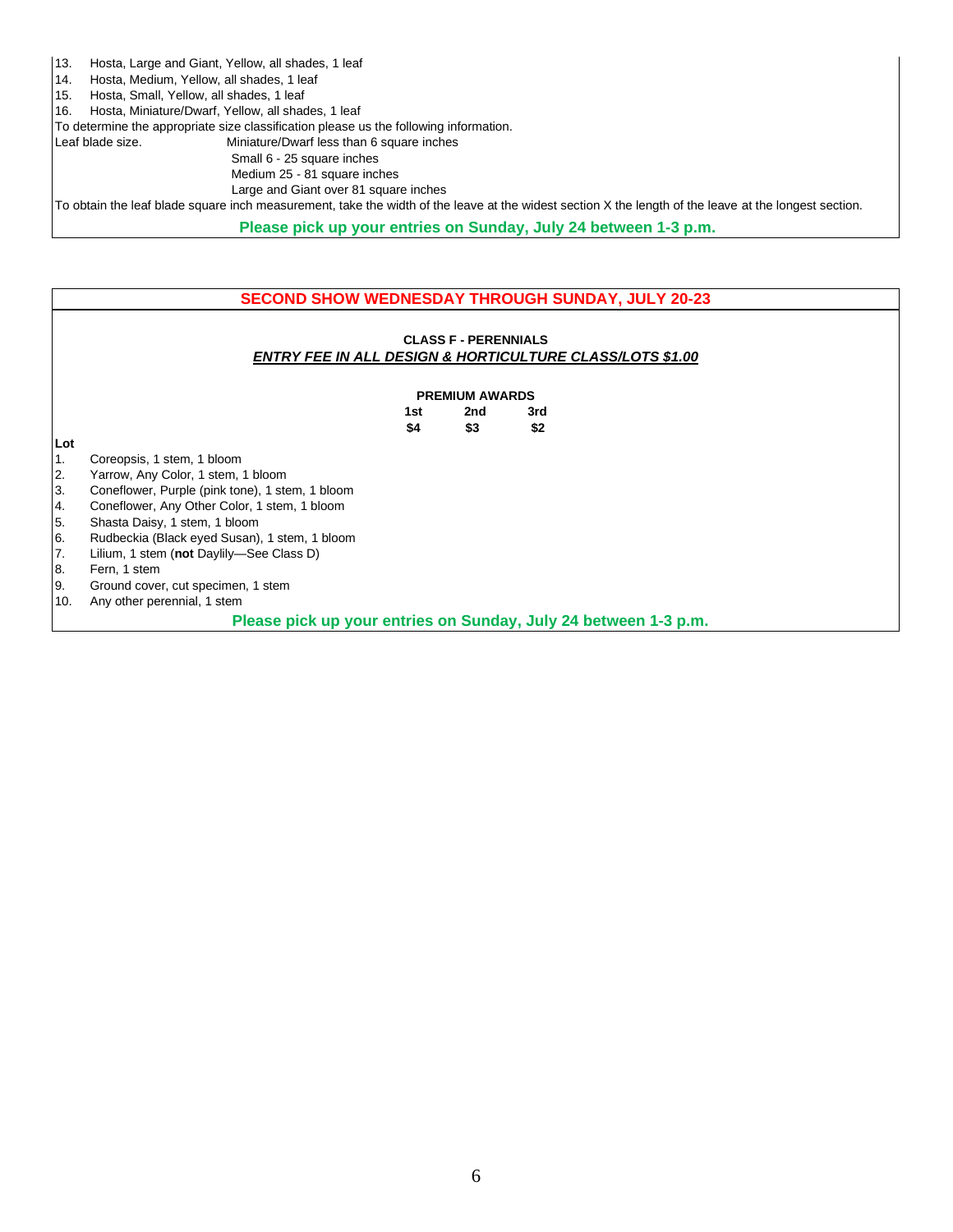13. Hosta, Large and Giant, Yellow, all shades, 1 leaf
14. Hosta, Medium, Yellow, all shades, 1 leaf
15. Hosta, Small, Yellow, all shades, 1 leaf
16. Hosta, Miniature/Dwarf, Yellow, all shades, 1 leaf

To determine the appropriate size classification please us the following information.

Leaf blade size.
- Miniature/Dwarf less than 6 square inches
- Small 6 - 25 square inches
- Medium 25 - 81 square inches
- Large and Giant over 81 square inches

To obtain the leaf blade square inch measurement, take the width of the leave at the widest section X the length of the leave at the longest section.

**Please pick up your entries on Sunday, July 24 between 1-3 p.m.**

## SECOND SHOW WEDNESDAY THROUGH SUNDAY, JULY 20-23

### CLASS F - PERENNIALS

***ENTRY FEE IN ALL DESIGN & HORTICULTURE CLASS/LOTS $1.00***

**PREMIUM AWARDS**

| 1st | 2nd | 3rd |
|---|---|---|
| $4 | $3 | $2 |

**Lot**

1. Coreopsis, 1 stem, 1 bloom
2. Yarrow, Any Color, 1 stem, 1 bloom
3. Coneflower, Purple (pink tone), 1 stem, 1 bloom
4. Coneflower, Any Other Color, 1 stem, 1 bloom
5. Shasta Daisy, 1 stem, 1 bloom
6. Rudbeckia (Black eyed Susan), 1 stem, 1 bloom
7. Lilium, 1 stem (**not** Daylily—See Class D)
8. Fern, 1 stem
9. Ground cover, cut specimen, 1 stem
10. Any other perennial, 1 stem

**Please pick up your entries on Sunday, July 24 between 1-3 p.m.**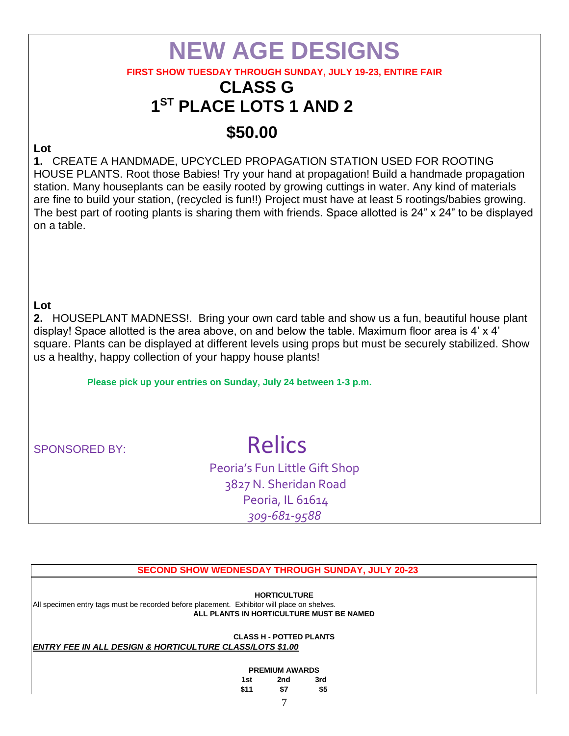# NEW AGE DESIGNS

**FIRST SHOW TUESDAY THROUGH SUNDAY, JULY 19-23, ENTIRE FAIR**

## CLASS G

## 1ST PLACE LOTS 1 AND 2

## $50.00

**Lot**

**1.** CREATE A HANDMADE, UPCYCLED PROPAGATION STATION USED FOR ROOTING HOUSE PLANTS. Root those Babies! Try your hand at propagation! Build a handmade propagation station. Many houseplants can be easily rooted by growing cuttings in water. Any kind of materials are fine to build your station, (recycled is fun!!) Project must have at least 5 rootings/babies growing. The best part of rooting plants is sharing them with friends. Space allotted is 24" x 24" to be displayed on a table.

**Lot**

**2.** HOUSEPLANT MADNESS!. Bring your own card table and show us a fun, beautiful house plant display! Space allotted is the area above, on and below the table. Maximum floor area is 4' x 4' square. Plants can be displayed at different levels using props but must be securely stabilized. Show us a healthy, happy collection of your happy house plants!

**Please pick up your entries on Sunday, July 24 between 1-3 p.m.**

SPONSORED BY:

Relics

Peoria's Fun Little Gift Shop
3827 N. Sheridan Road
Peoria, IL 61614
*309-681-9588*

---

**SECOND SHOW WEDNESDAY THROUGH SUNDAY, JULY 20-23**

**HORTICULTURE**

All specimen entry tags must be recorded before placement. Exhibitor will place on shelves.

**ALL PLANTS IN HORTICULTURE MUST BE NAMED**

**CLASS H - POTTED PLANTS**

***ENTRY FEE IN ALL DESIGN & HORTICULTURE CLASS/LOTS $1.00***

**PREMIUM AWARDS**

| 1st | 2nd | 3rd |
|---|---|---|
| $11 | $7 | $5 |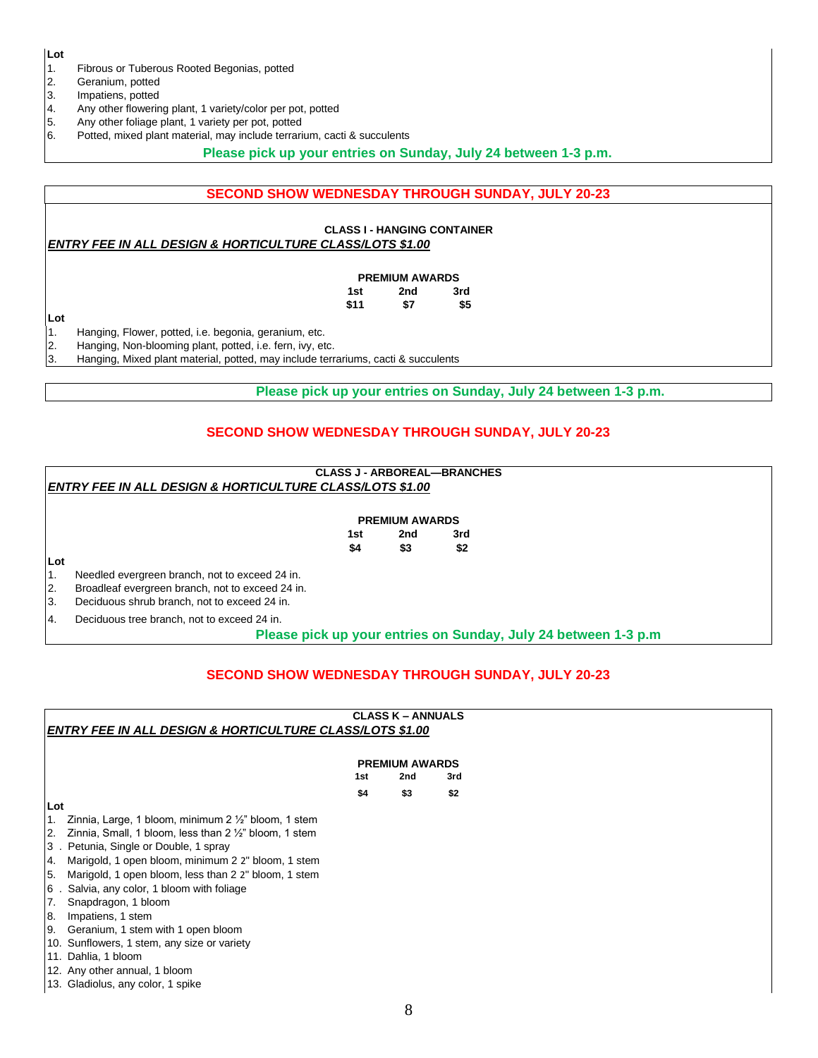**Lot**

1. Fibrous or Tuberous Rooted Begonias, potted
2. Geranium, potted
3. Impatiens, potted
4. Any other flowering plant, 1 variety/color per pot, potted
5. Any other foliage plant, 1 variety per pot, potted
6. Potted, mixed plant material, may include terrarium, cacti & succulents

**Please pick up your entries on Sunday, July 24 between 1-3 p.m.**

## SECOND SHOW WEDNESDAY THROUGH SUNDAY, JULY 20-23

### CLASS I - HANGING CONTAINER

***ENTRY FEE IN ALL DESIGN & HORTICULTURE CLASS/LOTS $1.00***

**PREMIUM AWARDS**

| 1st | 2nd | 3rd |
|---|---|---|
| $11 | $7 | $5 |

**Lot**

1. Hanging, Flower, potted, i.e. begonia, geranium, etc.
2. Hanging, Non-blooming plant, potted, i.e. fern, ivy, etc.
3. Hanging, Mixed plant material, potted, may include terrariums, cacti & succulents

**Please pick up your entries on Sunday, July 24 between 1-3 p.m.**

## SECOND SHOW WEDNESDAY THROUGH SUNDAY, JULY 20-23

### CLASS J - ARBOREAL—BRANCHES

***ENTRY FEE IN ALL DESIGN & HORTICULTURE CLASS/LOTS $1.00***

**PREMIUM AWARDS**

| 1st | 2nd | 3rd |
|---|---|---|
| $4 | $3 | $2 |

**Lot**

1. Needled evergreen branch, not to exceed 24 in.
2. Broadleaf evergreen branch, not to exceed 24 in.
3. Deciduous shrub branch, not to exceed 24 in.
4. Deciduous tree branch, not to exceed 24 in.

**Please pick up your entries on Sunday, July 24 between 1-3 p.m**

## SECOND SHOW WEDNESDAY THROUGH SUNDAY, JULY 20-23

### CLASS K – ANNUALS

***ENTRY FEE IN ALL DESIGN & HORTICULTURE CLASS/LOTS $1.00***

**PREMIUM AWARDS**

| 1st | 2nd | 3rd |
|---|---|---|
| $4 | $3 | $2 |

**Lot**

1. Zinnia, Large, 1 bloom, minimum 2 ½" bloom, 1 stem
2. Zinnia, Small, 1 bloom, less than 2 ½" bloom, 1 stem
3. Petunia, Single or Double, 1 spray
4. Marigold, 1 open bloom, minimum 2 2" bloom, 1 stem
5. Marigold, 1 open bloom, less than 2 2" bloom, 1 stem
6. Salvia, any color, 1 bloom with foliage
7. Snapdragon, 1 bloom
8. Impatiens, 1 stem
9. Geranium, 1 stem with 1 open bloom
10. Sunflowers, 1 stem, any size or variety
11. Dahlia, 1 bloom
12. Any other annual, 1 bloom
13. Gladiolus, any color, 1 spike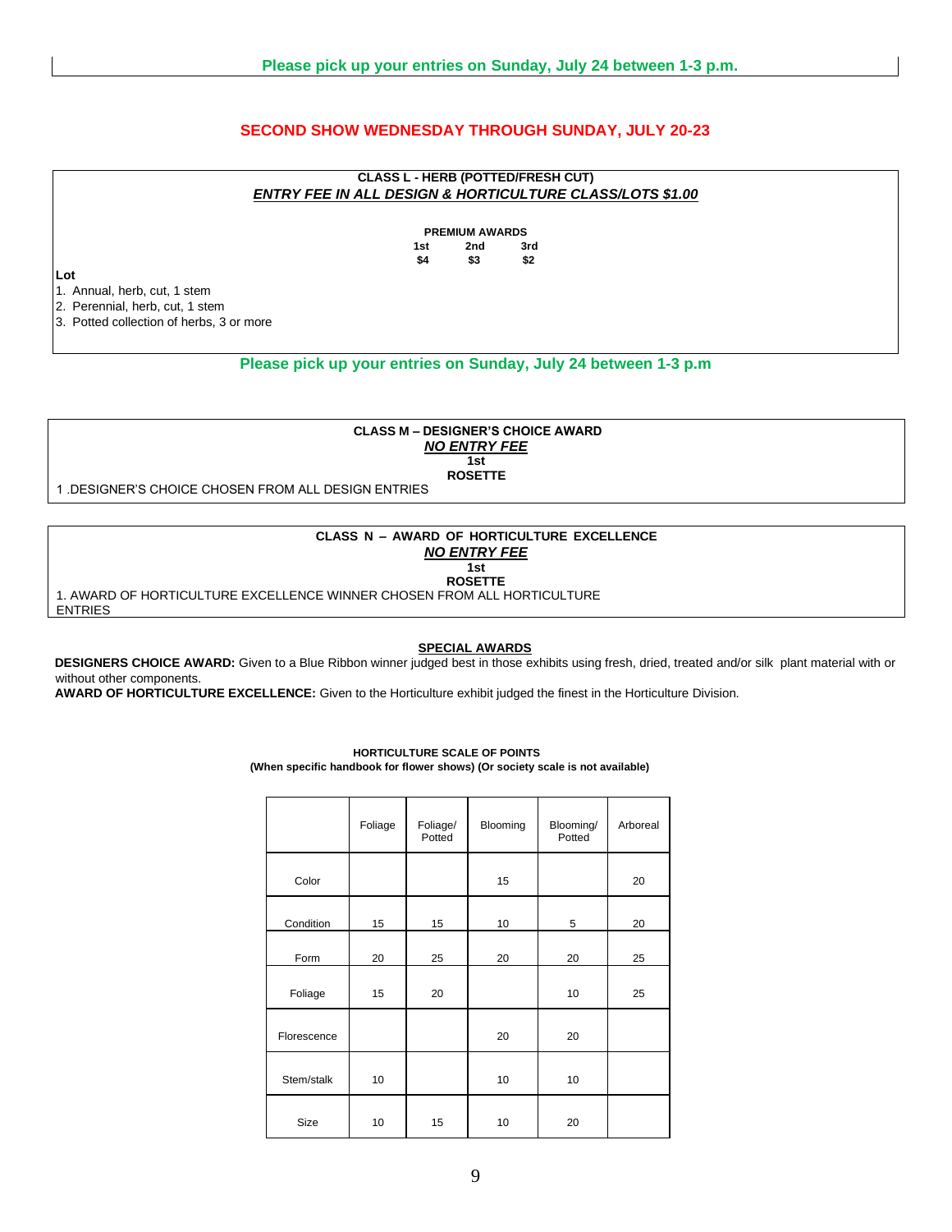**Please pick up your entries on Sunday, July 24 between 1-3 p.m.**

## SECOND SHOW WEDNESDAY THROUGH SUNDAY, JULY 20-23

### CLASS L - HERB (POTTED/FRESH CUT)

***ENTRY FEE IN ALL DESIGN & HORTICULTURE CLASS/LOTS $1.00***

**PREMIUM AWARDS**

| 1st | 2nd | 3rd |
|---|---|---|
| $4 | $3 | $2 |

**Lot**

1. Annual, herb, cut, 1 stem
2. Perennial, herb, cut, 1 stem
3. Potted collection of herbs, 3 or more

**Please pick up your entries on Sunday, July 24 between 1-3 p.m**

### CLASS M – DESIGNER'S CHOICE AWARD

***NO ENTRY FEE***

**1st**

**ROSETTE**

1 .DESIGNER'S CHOICE CHOSEN FROM ALL DESIGN ENTRIES

### CLASS N – AWARD OF HORTICULTURE EXCELLENCE

***NO ENTRY FEE***

**1st**

**ROSETTE**

1. AWARD OF HORTICULTURE EXCELLENCE WINNER CHOSEN FROM ALL HORTICULTURE ENTRIES

### SPECIAL AWARDS

**DESIGNERS CHOICE AWARD:** Given to a Blue Ribbon winner judged best in those exhibits using fresh, dried, treated and/or silk plant material with or without other components.

**AWARD OF HORTICULTURE EXCELLENCE:** Given to the Horticulture exhibit judged the finest in the Horticulture Division.

**HORTICULTURE SCALE OF POINTS**
**(When specific handbook for flower shows) (Or society scale is not available)**

| | Foliage | Foliage/ Potted | Blooming | Blooming/ Potted | Arboreal |
|---|---|---|---|---|---|
| Color | | | 15 | | 20 |
| Condition | 15 | 15 | 10 | 5 | 20 |
| Form | 20 | 25 | 20 | 20 | 25 |
| Foliage | 15 | 20 | | 10 | 25 |
| Florescence | | | 20 | 20 | |
| Stem/stalk | 10 | | 10 | 10 | |
| Size | 10 | 15 | 10 | 20 | |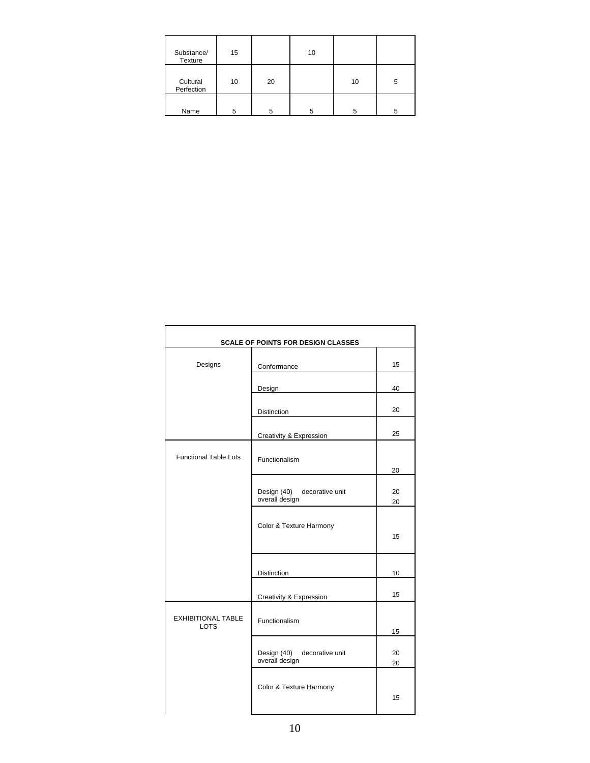| Substance/ Texture | 15 | | 10 | | |
|---|---|---|---|---|---|
| Cultural Perfection | 10 | 20 | | 10 | 5 |
| Name | 5 | 5 | 5 | 5 | 5 |

| **SCALE OF POINTS FOR DESIGN CLASSES** | | |
|---|---|---|
| Designs | Conformance | 15 |
| | Design | 40 |
| | Distinction | 20 |
| | Creativity & Expression | 25 |
| Functional Table Lots | Functionalism | 20 |
| | Design (40) decorative unit overall design | 20 20 |
| | Color & Texture Harmony | 15 |
| | Distinction | 10 |
| | Creativity & Expression | 15 |
| EXHIBITIONAL TABLE LOTS | Functionalism | 15 |
| | Design (40) decorative unit overall design | 20 20 |
| | Color & Texture Harmony | 15 |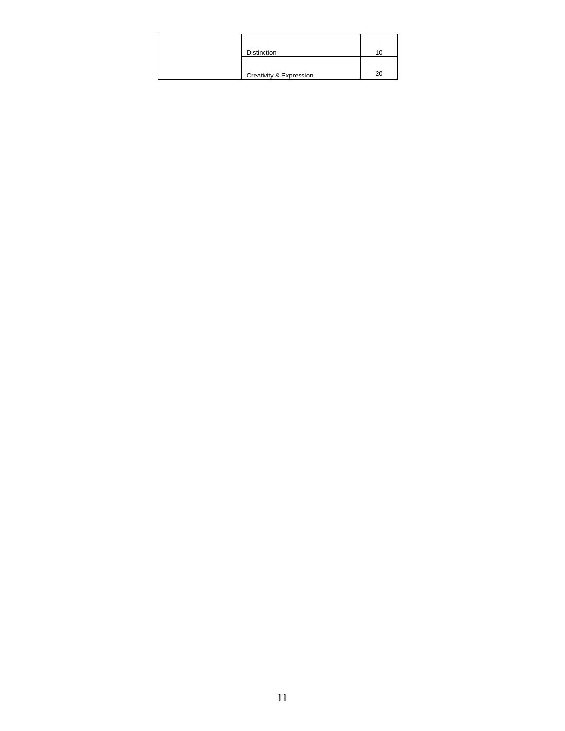| | | |
|---|---|---|
| | Distinction | 10 |
| | Creativity & Expression | 20 |